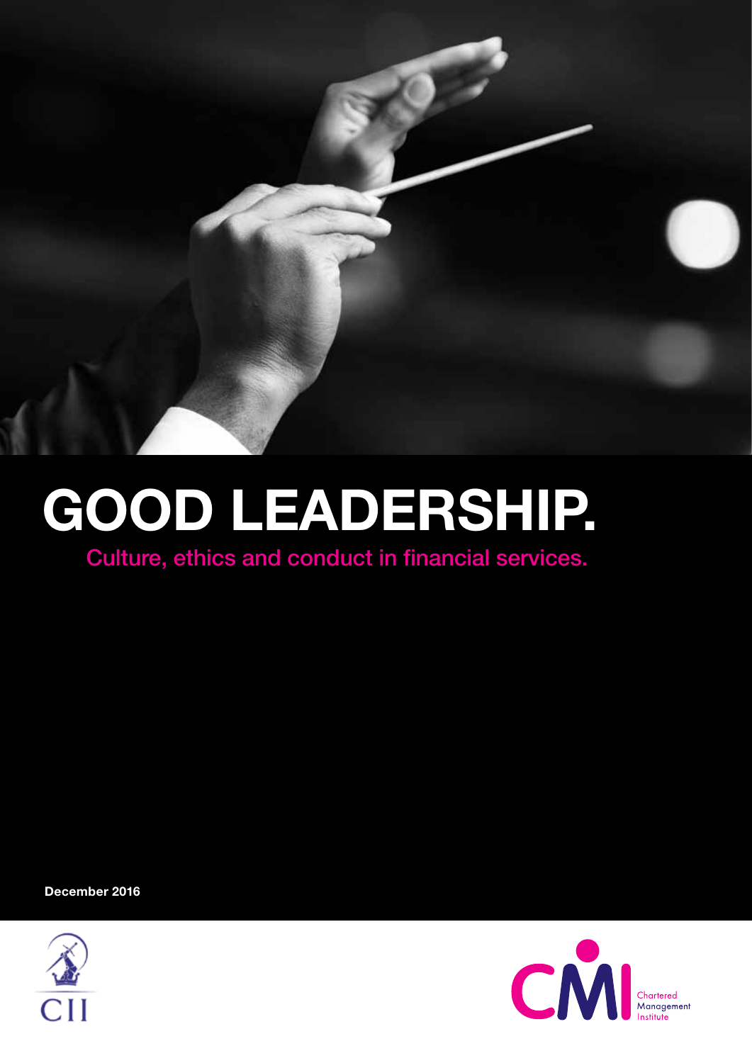# GOOD LEADERSHIP.

## Culture, ethics and conduct in financial services.

**December 2016**

CII

Chartered Management Institute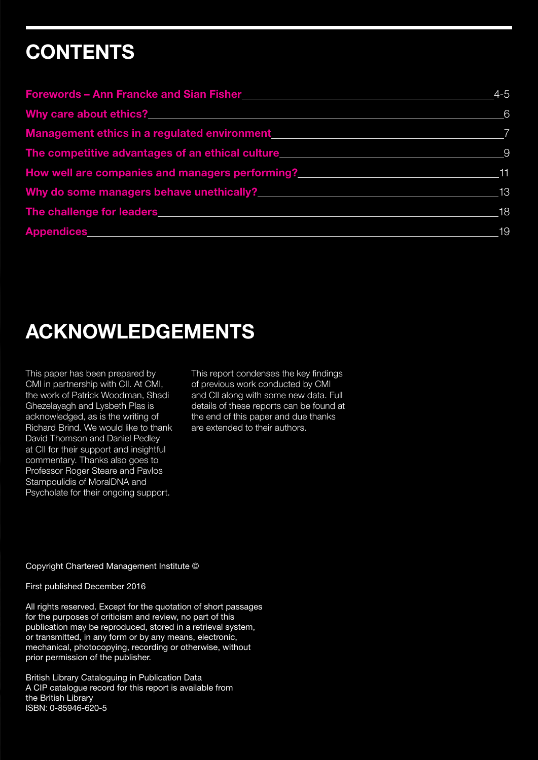# CONTENTS

| Section | Page |
| --- | --- |
| Forewords – Ann Francke and Sian Fisher | 4-5 |
| Why care about ethics? | 6 |
| Management ethics in a regulated environment | 7 |
| The competitive advantages of an ethical culture | 9 |
| How well are companies and managers performing? | 11 |
| Why do some managers behave unethically? | 13 |
| The challenge for leaders | 18 |
| Appendices | 19 |

# ACKNOWLEDGEMENTS

This paper has been prepared by CMI in partnership with CII. At CMI, the work of Patrick Woodman, Shadi Ghezelayagh and Lysbeth Plas is acknowledged, as is the writing of Richard Brind. We would like to thank David Thomson and Daniel Pedley at CII for their support and insightful commentary. Thanks also goes to Professor Roger Steare and Pavlos Stampoulidis of MoralDNA and Psycholate for their ongoing support.

This report condenses the key findings of previous work conducted by CMI and CII along with some new data. Full details of these reports can be found at the end of this paper and due thanks are extended to their authors.

Copyright Chartered Management Institute ©

First published December 2016

All rights reserved. Except for the quotation of short passages for the purposes of criticism and review, no part of this publication may be reproduced, stored in a retrieval system, or transmitted, in any form or by any means, electronic, mechanical, photocopying, recording or otherwise, without prior permission of the publisher.

British Library Cataloguing in Publication Data
A CIP catalogue record for this report is available from the British Library
ISBN: 0-85946-620-5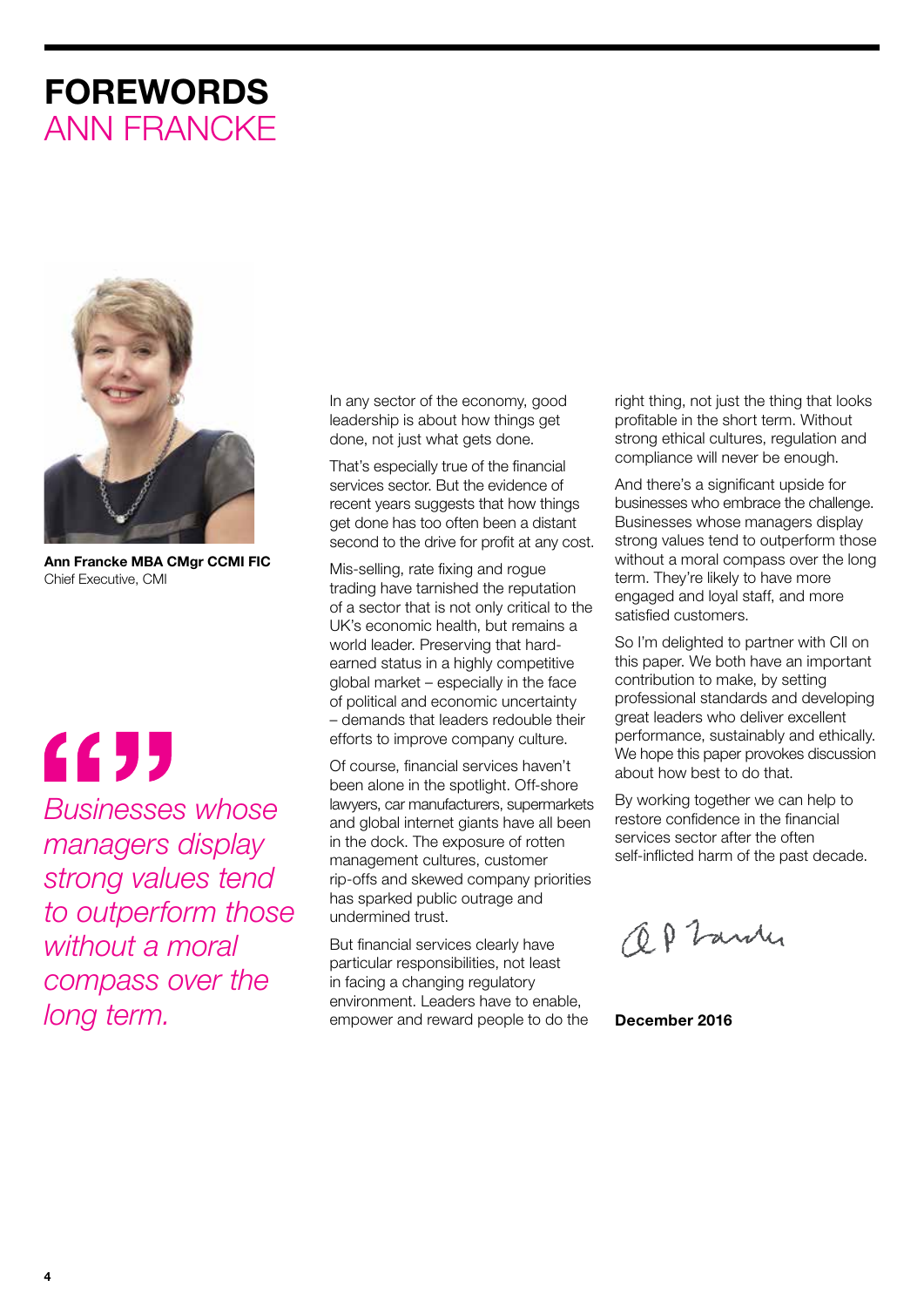# FOREWORDS
## ANN FRANCKE

**Ann Francke MBA CMgr CCMI FIC**
Chief Executive, CMI

> *Businesses whose managers display strong values tend to outperform those without a moral compass over the long term.*

In any sector of the economy, good leadership is about how things get done, not just what gets done.

That's especially true of the financial services sector. But the evidence of recent years suggests that how things get done has too often been a distant second to the drive for profit at any cost.

Mis-selling, rate fixing and rogue trading have tarnished the reputation of a sector that is not only critical to the UK's economic health, but remains a world leader. Preserving that hard-earned status in a highly competitive global market – especially in the face of political and economic uncertainty – demands that leaders redouble their efforts to improve company culture.

Of course, financial services haven't been alone in the spotlight. Off-shore lawyers, car manufacturers, supermarkets and global internet giants have all been in the dock. The exposure of rotten management cultures, customer rip-offs and skewed company priorities has sparked public outrage and undermined trust.

But financial services clearly have particular responsibilities, not least in facing a changing regulatory environment. Leaders have to enable, empower and reward people to do the right thing, not just the thing that looks profitable in the short term. Without strong ethical cultures, regulation and compliance will never be enough.

And there's a significant upside for businesses who embrace the challenge. Businesses whose managers display strong values tend to outperform those without a moral compass over the long term. They're likely to have more engaged and loyal staff, and more satisfied customers.

So I'm delighted to partner with CII on this paper. We both have an important contribution to make, by setting professional standards and developing great leaders who deliver excellent performance, sustainably and ethically. We hope this paper provokes discussion about how best to do that.

By working together we can help to restore confidence in the financial services sector after the often self-inflicted harm of the past decade.

**December 2016**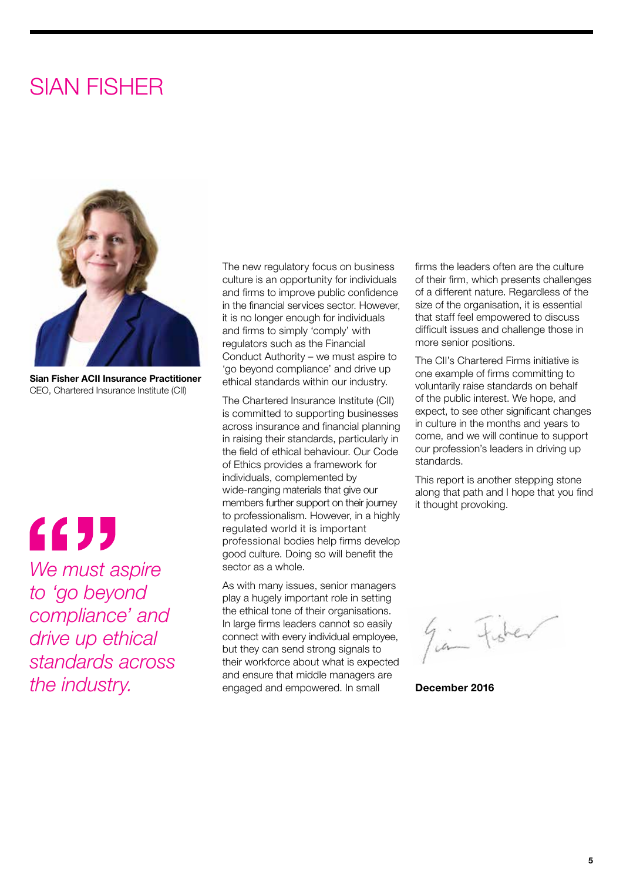# SIAN FISHER

**Sian Fisher ACII Insurance Practitioner**
CEO, Chartered Insurance Institute (CII)

*We must aspire to 'go beyond compliance' and drive up ethical standards across the industry.*

The new regulatory focus on business culture is an opportunity for individuals and firms to improve public confidence in the financial services sector. However, it is no longer enough for individuals and firms to simply 'comply' with regulators such as the Financial Conduct Authority – we must aspire to 'go beyond compliance' and drive up ethical standards within our industry.

The Chartered Insurance Institute (CII) is committed to supporting businesses across insurance and financial planning in raising their standards, particularly in the field of ethical behaviour. Our Code of Ethics provides a framework for individuals, complemented by wide-ranging materials that give our members further support on their journey to professionalism. However, in a highly regulated world it is important professional bodies help firms develop good culture. Doing so will benefit the sector as a whole.

As with many issues, senior managers play a hugely important role in setting the ethical tone of their organisations. In large firms leaders cannot so easily connect with every individual employee, but they can send strong signals to their workforce about what is expected and ensure that middle managers are engaged and empowered. In small firms the leaders often are the culture of their firm, which presents challenges of a different nature. Regardless of the size of the organisation, it is essential that staff feel empowered to discuss difficult issues and challenge those in more senior positions.

The CII's Chartered Firms initiative is one example of firms committing to voluntarily raise standards on behalf of the public interest. We hope, and expect, to see other significant changes in culture in the months and years to come, and we will continue to support our profession's leaders in driving up standards.

This report is another stepping stone along that path and I hope that you find it thought provoking.

Sian Fisher

**December 2016**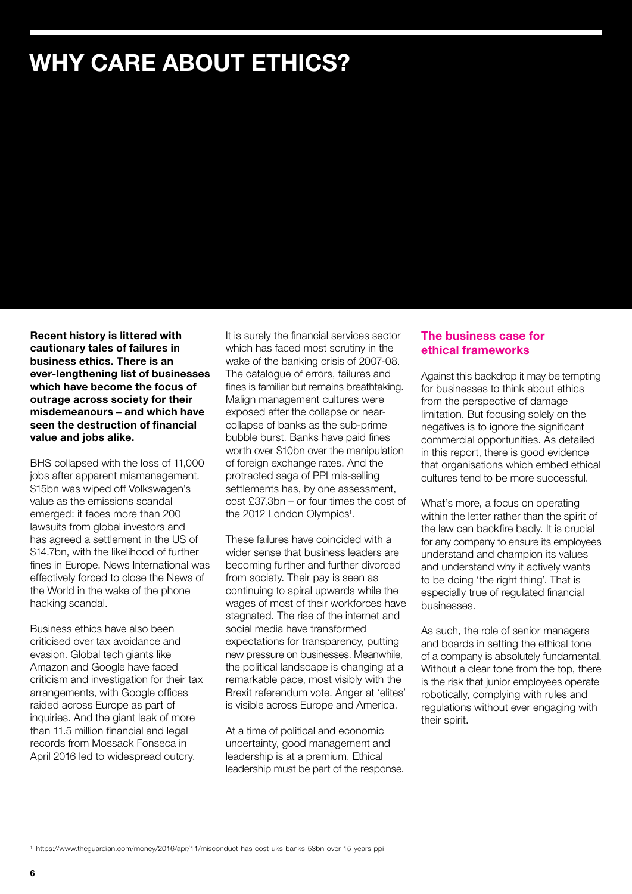# WHY CARE ABOUT ETHICS?

**Recent history is littered with cautionary tales of failures in business ethics. There is an ever-lengthening list of businesses which have become the focus of outrage across society for their misdemeanours – and which have seen the destruction of financial value and jobs alike.**

BHS collapsed with the loss of 11,000 jobs after apparent mismanagement. $15bn was wiped off Volkswagen's value as the emissions scandal emerged: it faces more than 200 lawsuits from global investors and has agreed a settlement in the US of $14.7bn, with the likelihood of further fines in Europe. News International was effectively forced to close the News of the World in the wake of the phone hacking scandal.

Business ethics have also been criticised over tax avoidance and evasion. Global tech giants like Amazon and Google have faced criticism and investigation for their tax arrangements, with Google offices raided across Europe as part of inquiries. And the giant leak of more than 11.5 million financial and legal records from Mossack Fonseca in April 2016 led to widespread outcry.

It is surely the financial services sector which has faced most scrutiny in the wake of the banking crisis of 2007-08. The catalogue of errors, failures and fines is familiar but remains breathtaking. Malign management cultures were exposed after the collapse or near-collapse of banks as the sub-prime bubble burst. Banks have paid fines worth over $10bn over the manipulation of foreign exchange rates. And the protracted saga of PPI mis-selling settlements has, by one assessment, cost £37.3bn – or four times the cost of the 2012 London Olympics[1].

These failures have coincided with a wider sense that business leaders are becoming further and further divorced from society. Their pay is seen as continuing to spiral upwards while the wages of most of their workforces have stagnated. The rise of the internet and social media have transformed expectations for transparency, putting new pressure on businesses. Meanwhile, the political landscape is changing at a remarkable pace, most visibly with the Brexit referendum vote. Anger at 'elites' is visible across Europe and America.

At a time of political and economic uncertainty, good management and leadership is at a premium. Ethical leadership must be part of the response.

## The business case for ethical frameworks

Against this backdrop it may be tempting for businesses to think about ethics from the perspective of damage limitation. But focusing solely on the negatives is to ignore the significant commercial opportunities. As detailed in this report, there is good evidence that organisations which embed ethical cultures tend to be more successful.

What's more, a focus on operating within the letter rather than the spirit of the law can backfire badly. It is crucial for any company to ensure its employees understand and champion its values and understand why it actively wants to be doing 'the right thing'. That is especially true of regulated financial businesses.

As such, the role of senior managers and boards in setting the ethical tone of a company is absolutely fundamental. Without a clear tone from the top, there is the risk that junior employees operate robotically, complying with rules and regulations without ever engaging with their spirit.

[1] https://www.theguardian.com/money/2016/apr/11/misconduct-has-cost-uks-banks-53bn-over-15-years-ppi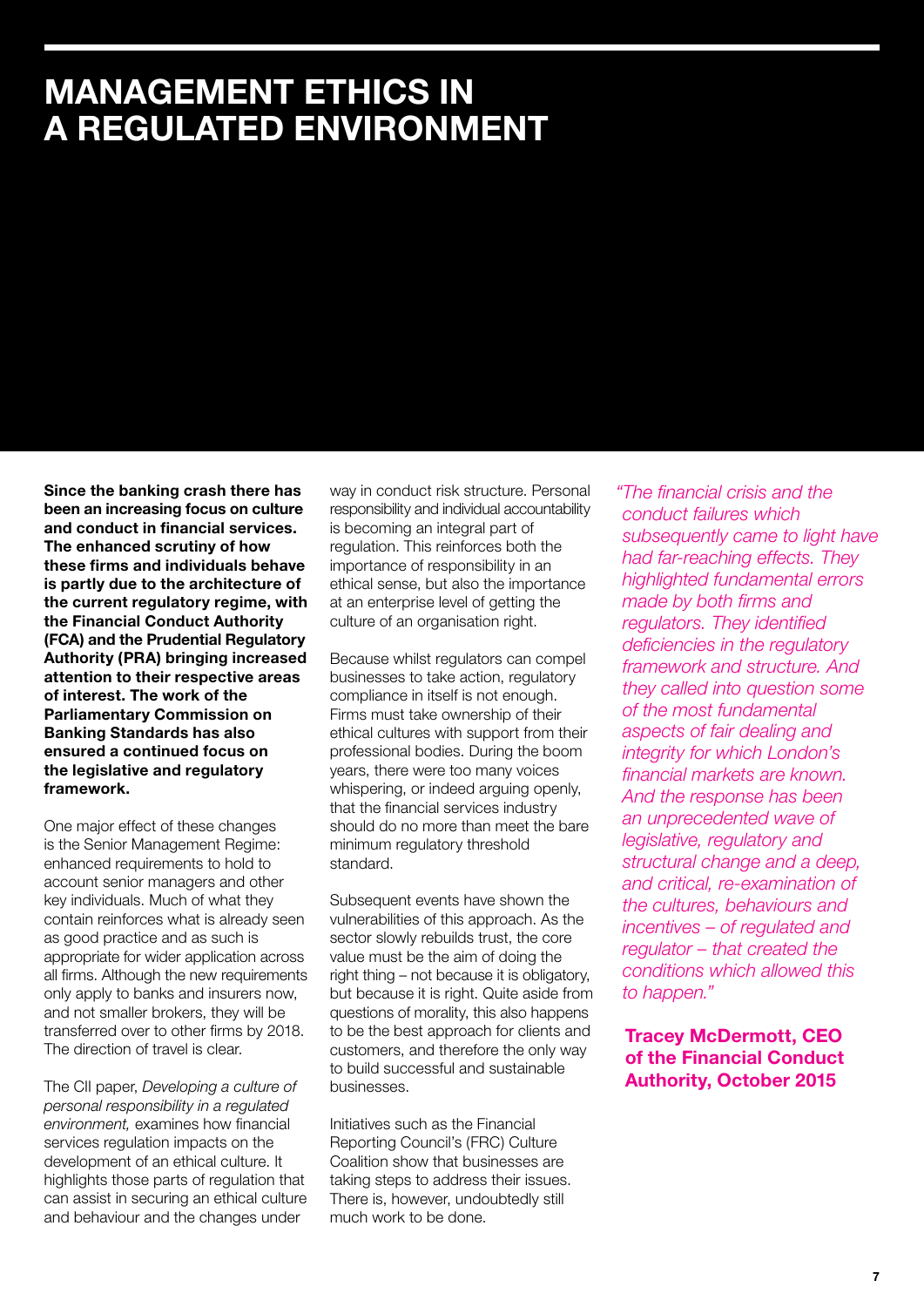# MANAGEMENT ETHICS IN A REGULATED ENVIRONMENT

**Since the banking crash there has been an increasing focus on culture and conduct in financial services. The enhanced scrutiny of how these firms and individuals behave is partly due to the architecture of the current regulatory regime, with the Financial Conduct Authority (FCA) and the Prudential Regulatory Authority (PRA) bringing increased attention to their respective areas of interest. The work of the Parliamentary Commission on Banking Standards has also ensured a continued focus on the legislative and regulatory framework.**

One major effect of these changes is the Senior Management Regime: enhanced requirements to hold to account senior managers and other key individuals. Much of what they contain reinforces what is already seen as good practice and as such is appropriate for wider application across all firms. Although the new requirements only apply to banks and insurers now, and not smaller brokers, they will be transferred over to other firms by 2018. The direction of travel is clear.

The CII paper, *Developing a culture of personal responsibility in a regulated environment,* examines how financial services regulation impacts on the development of an ethical culture. It highlights those parts of regulation that can assist in securing an ethical culture and behaviour and the changes under way in conduct risk structure. Personal responsibility and individual accountability is becoming an integral part of regulation. This reinforces both the importance of responsibility in an ethical sense, but also the importance at an enterprise level of getting the culture of an organisation right.

Because whilst regulators can compel businesses to take action, regulatory compliance in itself is not enough. Firms must take ownership of their ethical cultures with support from their professional bodies. During the boom years, there were too many voices whispering, or indeed arguing openly, that the financial services industry should do no more than meet the bare minimum regulatory threshold standard.

Subsequent events have shown the vulnerabilities of this approach. As the sector slowly rebuilds trust, the core value must be the aim of doing the right thing – not because it is obligatory, but because it is right. Quite aside from questions of morality, this also happens to be the best approach for clients and customers, and therefore the only way to build successful and sustainable businesses.

Initiatives such as the Financial Reporting Council's (FRC) Culture Coalition show that businesses are taking steps to address their issues. There is, however, undoubtedly still much work to be done.

*"The financial crisis and the conduct failures which subsequently came to light have had far-reaching effects. They highlighted fundamental errors made by both firms and regulators. They identified deficiencies in the regulatory framework and structure. And they called into question some of the most fundamental aspects of fair dealing and integrity for which London's financial markets are known. And the response has been an unprecedented wave of legislative, regulatory and structural change and a deep, and critical, re-examination of the cultures, behaviours and incentives – of regulated and regulator – that created the conditions which allowed this to happen."*

**Tracey McDermott, CEO of the Financial Conduct Authority, October 2015**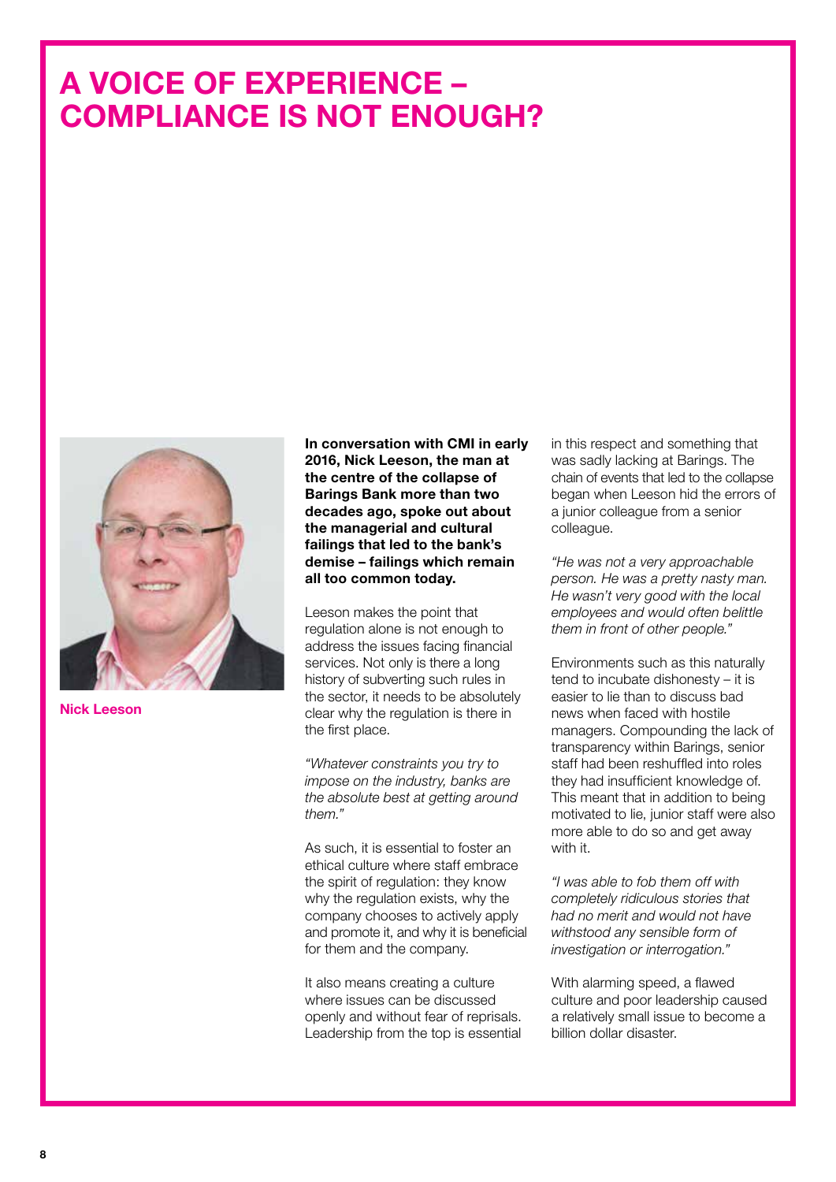# A VOICE OF EXPERIENCE – COMPLIANCE IS NOT ENOUGH?

**Nick Leeson**

**In conversation with CMI in early 2016, Nick Leeson, the man at the centre of the collapse of Barings Bank more than two decades ago, spoke out about the managerial and cultural failings that led to the bank's demise – failings which remain all too common today.**

Leeson makes the point that regulation alone is not enough to address the issues facing financial services. Not only is there a long history of subverting such rules in the sector, it needs to be absolutely clear why the regulation is there in the first place.

*"Whatever constraints you try to impose on the industry, banks are the absolute best at getting around them."*

As such, it is essential to foster an ethical culture where staff embrace the spirit of regulation: they know why the regulation exists, why the company chooses to actively apply and promote it, and why it is beneficial for them and the company.

It also means creating a culture where issues can be discussed openly and without fear of reprisals. Leadership from the top is essential in this respect and something that was sadly lacking at Barings. The chain of events that led to the collapse began when Leeson hid the errors of a junior colleague from a senior colleague.

*"He was not a very approachable person. He was a pretty nasty man. He wasn't very good with the local employees and would often belittle them in front of other people."*

Environments such as this naturally tend to incubate dishonesty – it is easier to lie than to discuss bad news when faced with hostile managers. Compounding the lack of transparency within Barings, senior staff had been reshuffled into roles they had insufficient knowledge of. This meant that in addition to being motivated to lie, junior staff were also more able to do so and get away with it.

*"I was able to fob them off with completely ridiculous stories that had no merit and would not have withstood any sensible form of investigation or interrogation."*

With alarming speed, a flawed culture and poor leadership caused a relatively small issue to become a billion dollar disaster.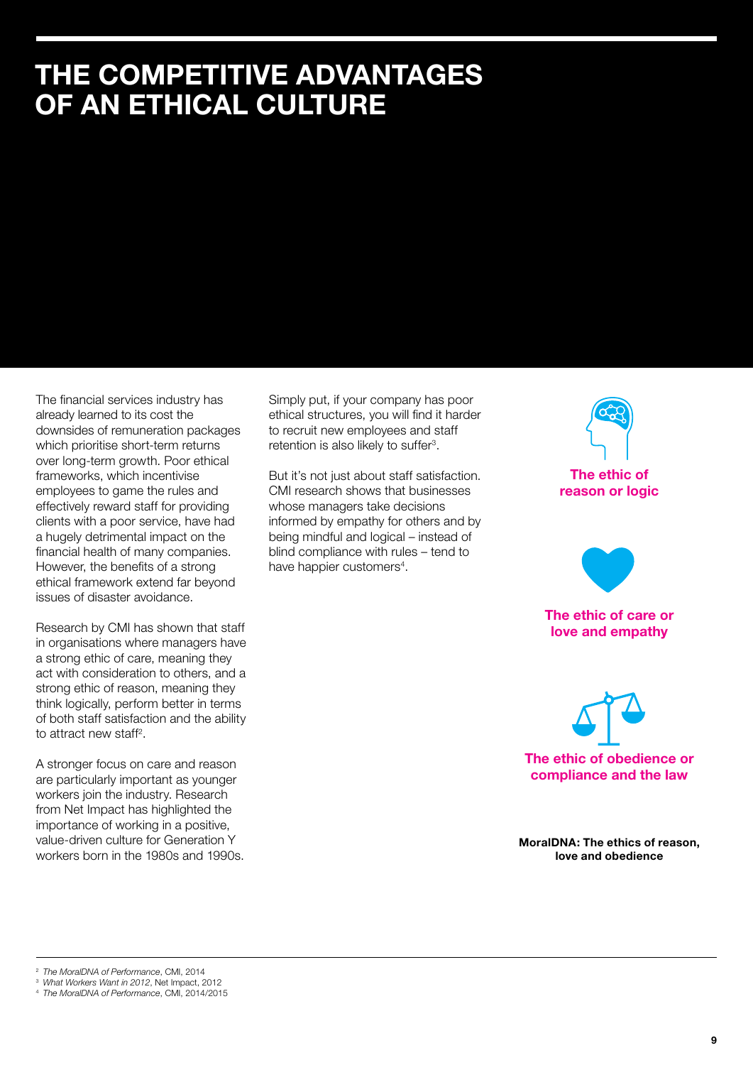# THE COMPETITIVE ADVANTAGES OF AN ETHICAL CULTURE

The financial services industry has already learned to its cost the downsides of remuneration packages which prioritise short-term returns over long-term growth. Poor ethical frameworks, which incentivise employees to game the rules and effectively reward staff for providing clients with a poor service, have had a hugely detrimental impact on the financial health of many companies. However, the benefits of a strong ethical framework extend far beyond issues of disaster avoidance.

Research by CMI has shown that staff in organisations where managers have a strong ethic of care, meaning they act with consideration to others, and a strong ethic of reason, meaning they think logically, perform better in terms of both staff satisfaction and the ability to attract new staff[2].

A stronger focus on care and reason are particularly important as younger workers join the industry. Research from Net Impact has highlighted the importance of working in a positive, value-driven culture for Generation Y workers born in the 1980s and 1990s.

Simply put, if your company has poor ethical structures, you will find it harder to recruit new employees and staff retention is also likely to suffer[3].

But it's not just about staff satisfaction. CMI research shows that businesses whose managers take decisions informed by empathy for others and by being mindful and logical – instead of blind compliance with rules – tend to have happier customers[4].

**The ethic of reason or logic**

**The ethic of care or love and empathy**

**The ethic of obedience or compliance and the law**

**MoralDNA: The ethics of reason, love and obedience**

---

[2] *The MoralDNA of Performance*, CMI, 2014
[3] *What Workers Want in 2012*, Net Impact, 2012
[4] *The MoralDNA of Performance*, CMI, 2014/2015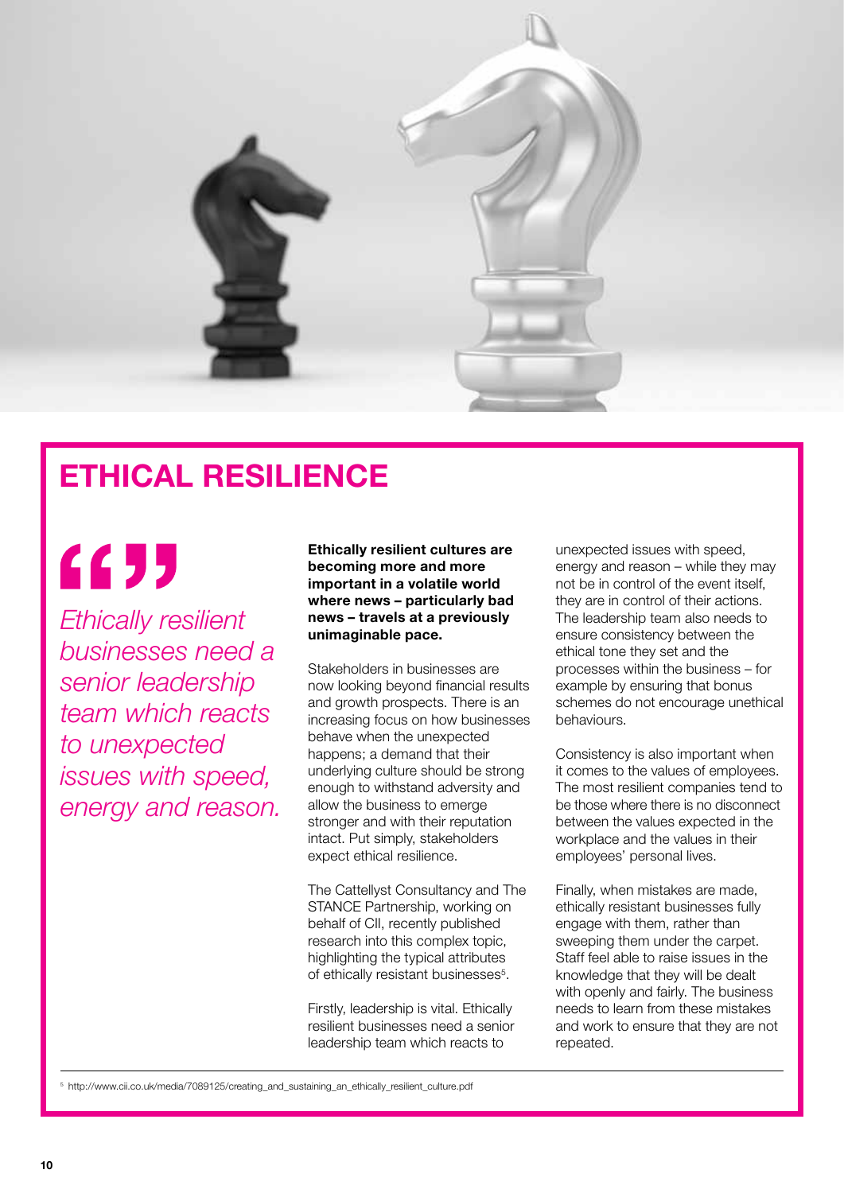# ETHICAL RESILIENCE

> *Ethically resilient businesses need a senior leadership team which reacts to unexpected issues with speed, energy and reason.*

**Ethically resilient cultures are becoming more and more important in a volatile world where news – particularly bad news – travels at a previously unimaginable pace.**

Stakeholders in businesses are now looking beyond financial results and growth prospects. There is an increasing focus on how businesses behave when the unexpected happens; a demand that their underlying culture should be strong enough to withstand adversity and allow the business to emerge stronger and with their reputation intact. Put simply, stakeholders expect ethical resilience.

The Cattellyst Consultancy and The STANCE Partnership, working on behalf of CII, recently published research into this complex topic, highlighting the typical attributes of ethically resistant businesses[5].

Firstly, leadership is vital. Ethically resilient businesses need a senior leadership team which reacts to unexpected issues with speed, energy and reason – while they may not be in control of the event itself, they are in control of their actions. The leadership team also needs to ensure consistency between the ethical tone they set and the processes within the business – for example by ensuring that bonus schemes do not encourage unethical behaviours.

Consistency is also important when it comes to the values of employees. The most resilient companies tend to be those where there is no disconnect between the values expected in the workplace and the values in their employees' personal lives.

Finally, when mistakes are made, ethically resistant businesses fully engage with them, rather than sweeping them under the carpet. Staff feel able to raise issues in the knowledge that they will be dealt with openly and fairly. The business needs to learn from these mistakes and work to ensure that they are not repeated.

---

[5] http://www.cii.co.uk/media/7089125/creating_and_sustaining_an_ethically_resilient_culture.pdf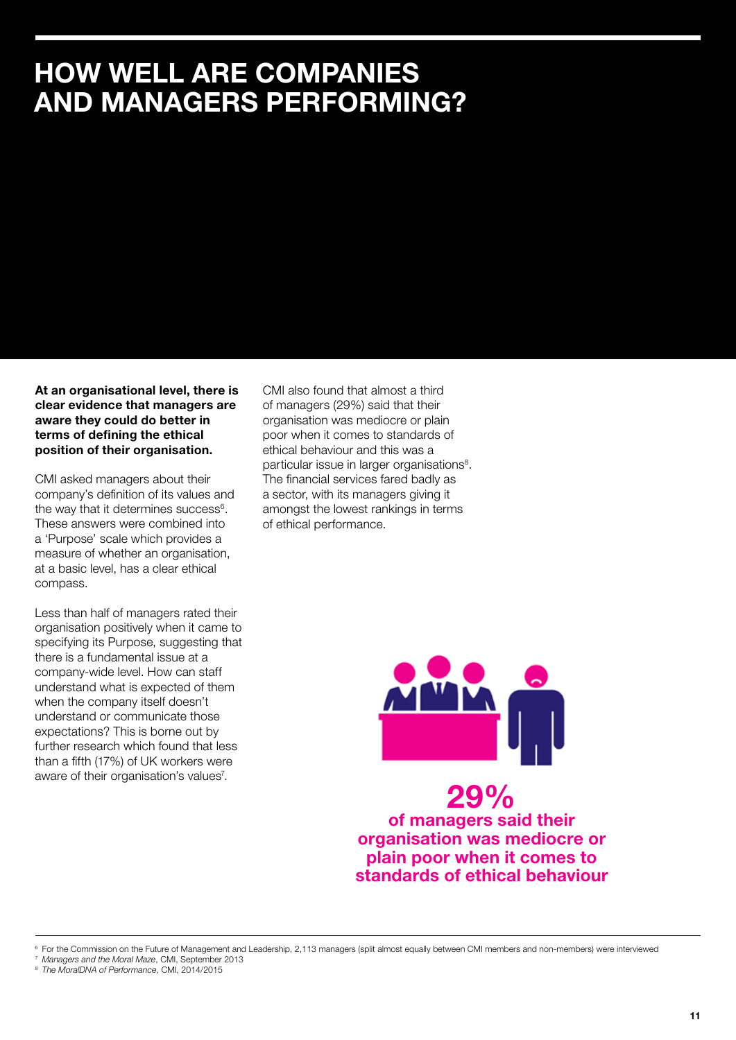# HOW WELL ARE COMPANIES AND MANAGERS PERFORMING?

**At an organisational level, there is clear evidence that managers are aware they could do better in terms of defining the ethical position of their organisation.**

CMI asked managers about their company's definition of its values and the way that it determines success[6]. These answers were combined into a 'Purpose' scale which provides a measure of whether an organisation, at a basic level, has a clear ethical compass.

Less than half of managers rated their organisation positively when it came to specifying its Purpose, suggesting that there is a fundamental issue at a company-wide level. How can staff understand what is expected of them when the company itself doesn't understand or communicate those expectations? This is borne out by further research which found that less than a fifth (17%) of UK workers were aware of their organisation's values[7].

CMI also found that almost a third of managers (29%) said that their organisation was mediocre or plain poor when it comes to standards of ethical behaviour and this was a particular issue in larger organisations[8]. The financial services fared badly as a sector, with its managers giving it amongst the lowest rankings in terms of ethical performance.

**29%**
**of managers said their organisation was mediocre or plain poor when it comes to standards of ethical behaviour**

---

[6] For the Commission on the Future of Management and Leadership, 2,113 managers (split almost equally between CMI members and non-members) were interviewed

[7] *Managers and the Moral Maze*, CMI, September 2013

[8] *The MoralDNA of Performance*, CMI, 2014/2015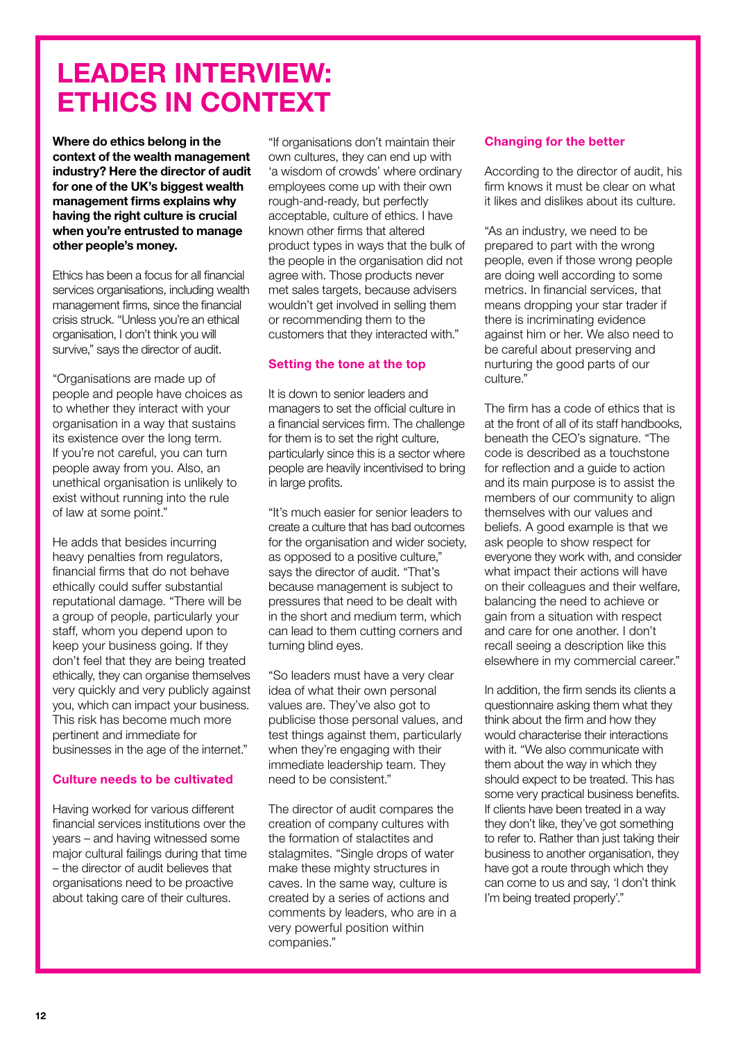# LEADER INTERVIEW: ETHICS IN CONTEXT

**Where do ethics belong in the context of the wealth management industry? Here the director of audit for one of the UK's biggest wealth management firms explains why having the right culture is crucial when you're entrusted to manage other people's money.**

Ethics has been a focus for all financial services organisations, including wealth management firms, since the financial crisis struck. "Unless you're an ethical organisation, I don't think you will survive," says the director of audit.

"Organisations are made up of people and people have choices as to whether they interact with your organisation in a way that sustains its existence over the long term. If you're not careful, you can turn people away from you. Also, an unethical organisation is unlikely to exist without running into the rule of law at some point."

He adds that besides incurring heavy penalties from regulators, financial firms that do not behave ethically could suffer substantial reputational damage. "There will be a group of people, particularly your staff, whom you depend upon to keep your business going. If they don't feel that they are being treated ethically, they can organise themselves very quickly and very publicly against you, which can impact your business. This risk has become much more pertinent and immediate for businesses in the age of the internet."

## Culture needs to be cultivated

Having worked for various different financial services institutions over the years – and having witnessed some major cultural failings during that time – the director of audit believes that organisations need to be proactive about taking care of their cultures.

"If organisations don't maintain their own cultures, they can end up with 'a wisdom of crowds' where ordinary employees come up with their own rough-and-ready, but perfectly acceptable, culture of ethics. I have known other firms that altered product types in ways that the bulk of the people in the organisation did not agree with. Those products never met sales targets, because advisers wouldn't get involved in selling them or recommending them to the customers that they interacted with."

## Setting the tone at the top

It is down to senior leaders and managers to set the official culture in a financial services firm. The challenge for them is to set the right culture, particularly since this is a sector where people are heavily incentivised to bring in large profits.

"It's much easier for senior leaders to create a culture that has bad outcomes for the organisation and wider society, as opposed to a positive culture," says the director of audit. "That's because management is subject to pressures that need to be dealt with in the short and medium term, which can lead to them cutting corners and turning blind eyes.

"So leaders must have a very clear idea of what their own personal values are. They've also got to publicise those personal values, and test things against them, particularly when they're engaging with their immediate leadership team. They need to be consistent."

The director of audit compares the creation of company cultures with the formation of stalactites and stalagmites. "Single drops of water make these mighty structures in caves. In the same way, culture is created by a series of actions and comments by leaders, who are in a very powerful position within companies."

## Changing for the better

According to the director of audit, his firm knows it must be clear on what it likes and dislikes about its culture.

"As an industry, we need to be prepared to part with the wrong people, even if those wrong people are doing well according to some metrics. In financial services, that means dropping your star trader if there is incriminating evidence against him or her. We also need to be careful about preserving and nurturing the good parts of our culture."

The firm has a code of ethics that is at the front of all of its staff handbooks, beneath the CEO's signature. "The code is described as a touchstone for reflection and a guide to action and its main purpose is to assist the members of our community to align themselves with our values and beliefs. A good example is that we ask people to show respect for everyone they work with, and consider what impact their actions will have on their colleagues and their welfare, balancing the need to achieve or gain from a situation with respect and care for one another. I don't recall seeing a description like this elsewhere in my commercial career."

In addition, the firm sends its clients a questionnaire asking them what they think about the firm and how they would characterise their interactions with it. "We also communicate with them about the way in which they should expect to be treated. This has some very practical business benefits. If clients have been treated in a way they don't like, they've got something to refer to. Rather than just taking their business to another organisation, they have got a route through which they can come to us and say, 'I don't think I'm being treated properly'."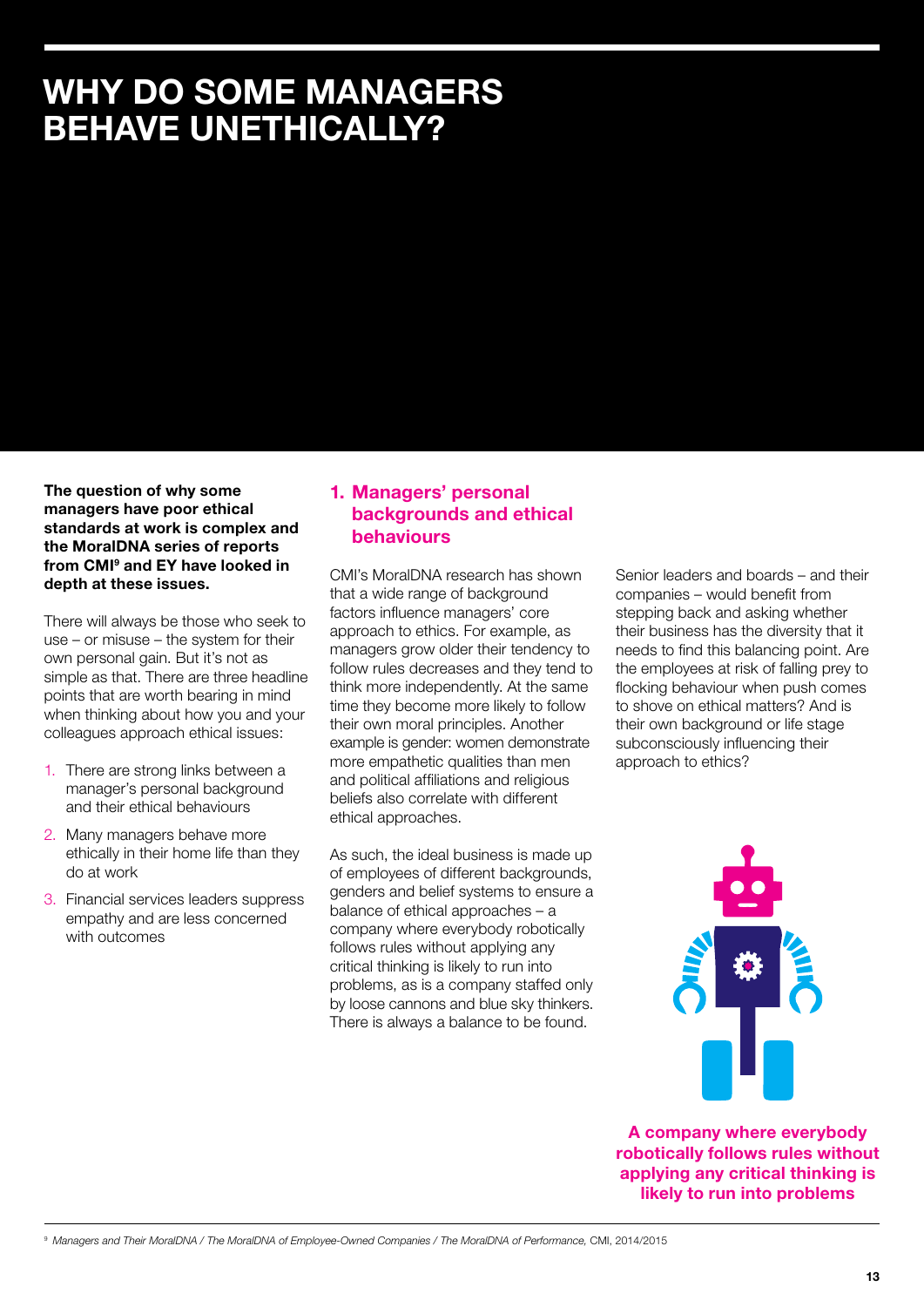# WHY DO SOME MANAGERS BEHAVE UNETHICALLY?

**The question of why some managers have poor ethical standards at work is complex and the MoralDNA series of reports from CMI[9] and EY have looked in depth at these issues.**

There will always be those who seek to use – or misuse – the system for their own personal gain. But it's not as simple as that. There are three headline points that are worth bearing in mind when thinking about how you and your colleagues approach ethical issues:

1. There are strong links between a manager's personal background and their ethical behaviours
2. Many managers behave more ethically in their home life than they do at work
3. Financial services leaders suppress empathy and are less concerned with outcomes

## 1. Managers' personal backgrounds and ethical behaviours

CMI's MoralDNA research has shown that a wide range of background factors influence managers' core approach to ethics. For example, as managers grow older their tendency to follow rules decreases and they tend to think more independently. At the same time they become more likely to follow their own moral principles. Another example is gender: women demonstrate more empathetic qualities than men and political affiliations and religious beliefs also correlate with different ethical approaches.

As such, the ideal business is made up of employees of different backgrounds, genders and belief systems to ensure a balance of ethical approaches – a company where everybody robotically follows rules without applying any critical thinking is likely to run into problems, as is a company staffed only by loose cannons and blue sky thinkers. There is always a balance to be found.

Senior leaders and boards – and their companies – would benefit from stepping back and asking whether their business has the diversity that it needs to find this balancing point. Are the employees at risk of falling prey to flocking behaviour when push comes to shove on ethical matters? And is their own background or life stage subconsciously influencing their approach to ethics?

**A company where everybody robotically follows rules without applying any critical thinking is likely to run into problems**

[9] *Managers and Their MoralDNA / The MoralDNA of Employee-Owned Companies / The MoralDNA of Performance,* CMI, 2014/2015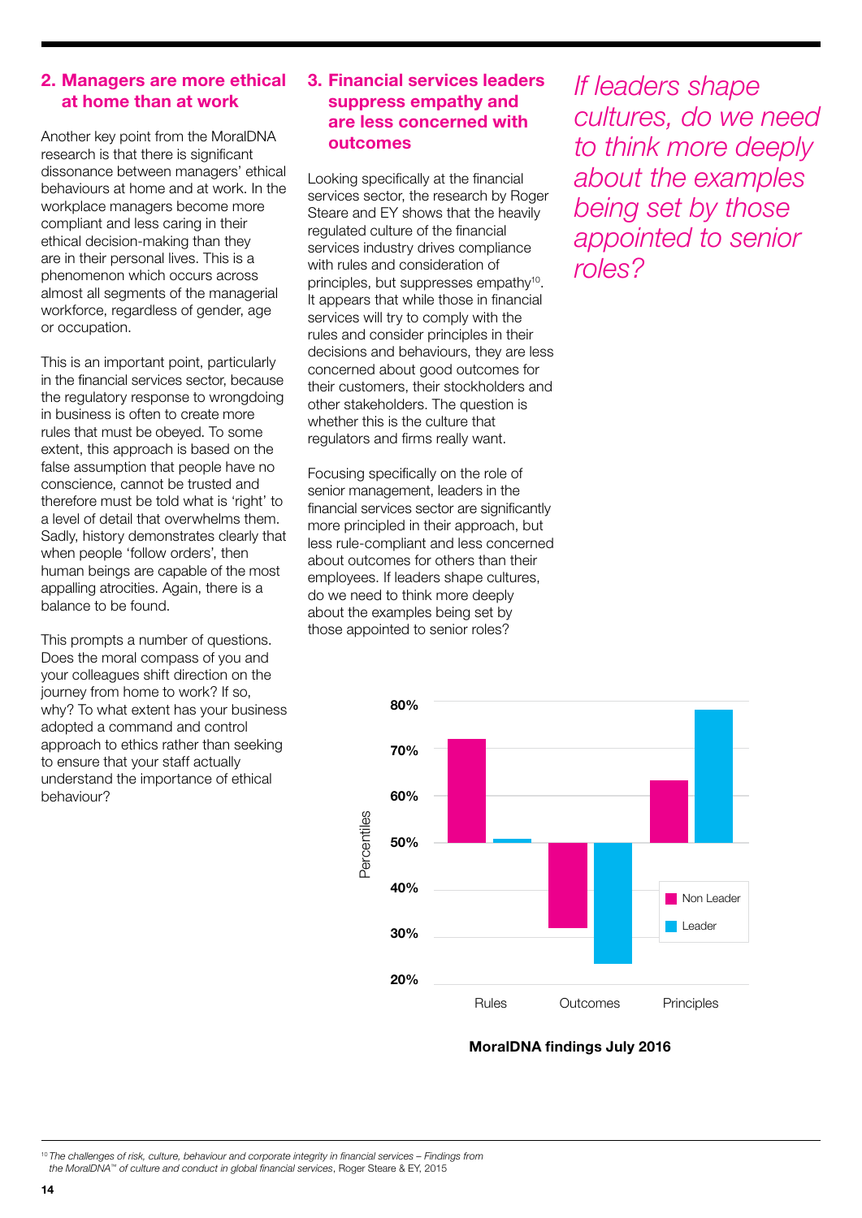## 2. Managers are more ethical at home than at work

Another key point from the MoralDNA research is that there is significant dissonance between managers' ethical behaviours at home and at work. In the workplace managers become more compliant and less caring in their ethical decision-making than they are in their personal lives. This is a phenomenon which occurs across almost all segments of the managerial workforce, regardless of gender, age or occupation.

This is an important point, particularly in the financial services sector, because the regulatory response to wrongdoing in business is often to create more rules that must be obeyed. To some extent, this approach is based on the false assumption that people have no conscience, cannot be trusted and therefore must be told what is 'right' to a level of detail that overwhelms them. Sadly, history demonstrates clearly that when people 'follow orders', then human beings are capable of the most appalling atrocities. Again, there is a balance to be found.

This prompts a number of questions. Does the moral compass of you and your colleagues shift direction on the journey from home to work? If so, why? To what extent has your business adopted a command and control approach to ethics rather than seeking to ensure that your staff actually understand the importance of ethical behaviour?

## 3. Financial services leaders suppress empathy and are less concerned with outcomes

Looking specifically at the financial services sector, the research by Roger Steare and EY shows that the heavily regulated culture of the financial services industry drives compliance with rules and consideration of principles, but suppresses empathy[10]. It appears that while those in financial services will try to comply with the rules and consider principles in their decisions and behaviours, they are less concerned about good outcomes for their customers, their stockholders and other stakeholders. The question is whether this is the culture that regulators and firms really want.

Focusing specifically on the role of senior management, leaders in the financial services sector are significantly more principled in their approach, but less rule-compliant and less concerned about outcomes for others than their employees. If leaders shape cultures, do we need to think more deeply about the examples being set by those appointed to senior roles?

*If leaders shape cultures, do we need to think more deeply about the examples being set by those appointed to senior roles?*

**MoralDNA findings July 2016**

[10] *The challenges of risk, culture, behaviour and corporate integrity in financial services – Findings from the MoralDNA™ of culture and conduct in global financial services*, Roger Steare & EY, 2015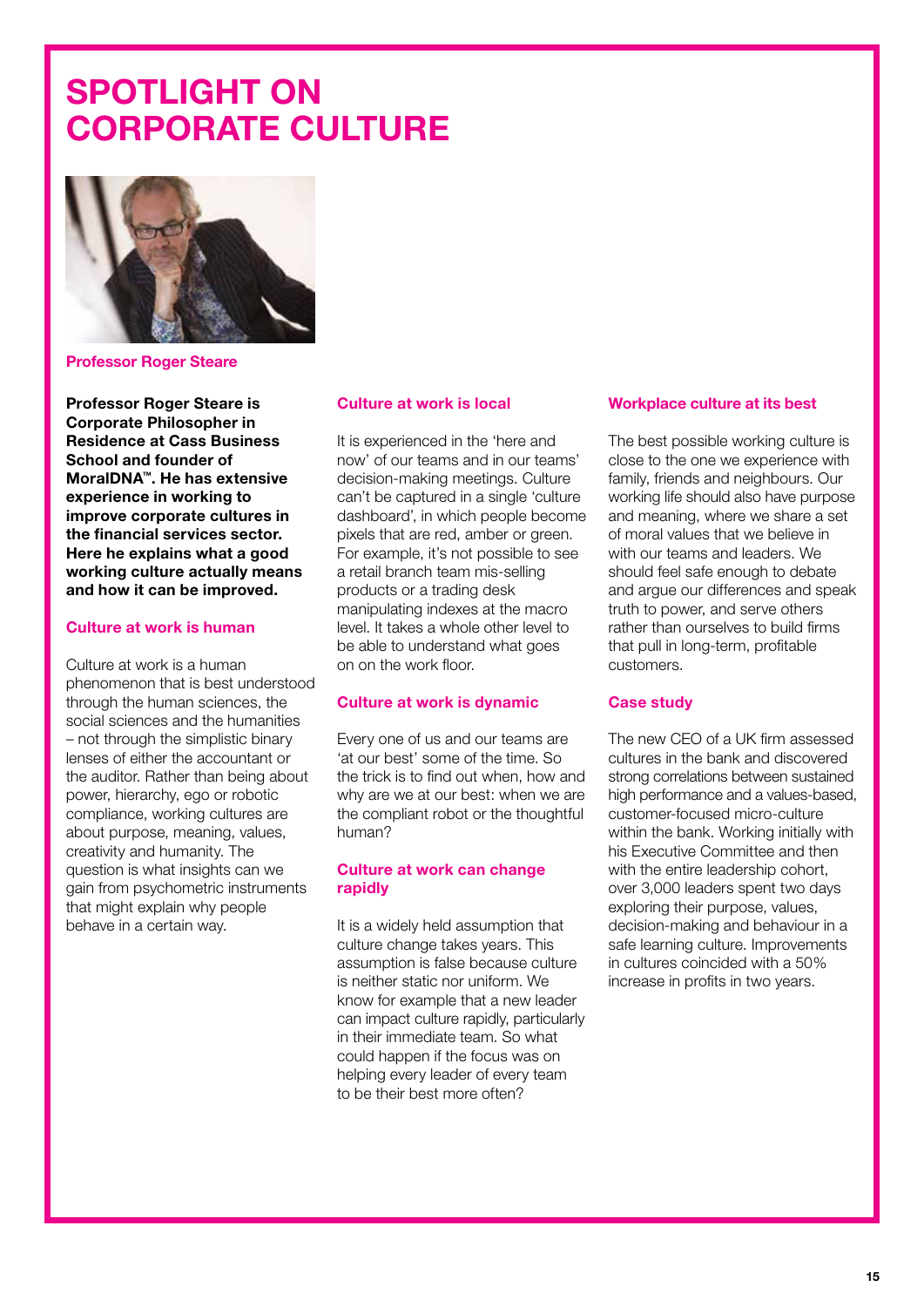# SPOTLIGHT ON CORPORATE CULTURE

**Professor Roger Steare**

**Professor Roger Steare is Corporate Philosopher in Residence at Cass Business School and founder of MoralDNA™. He has extensive experience in working to improve corporate cultures in the financial services sector. Here he explains what a good working culture actually means and how it can be improved.**

### Culture at work is human

Culture at work is a human phenomenon that is best understood through the human sciences, the social sciences and the humanities – not through the simplistic binary lenses of either the accountant or the auditor. Rather than being about power, hierarchy, ego or robotic compliance, working cultures are about purpose, meaning, values, creativity and humanity. The question is what insights can we gain from psychometric instruments that might explain why people behave in a certain way.

### Culture at work is local

It is experienced in the 'here and now' of our teams and in our teams' decision-making meetings. Culture can't be captured in a single 'culture dashboard', in which people become pixels that are red, amber or green. For example, it's not possible to see a retail branch team mis-selling products or a trading desk manipulating indexes at the macro level. It takes a whole other level to be able to understand what goes on on the work floor.

### Culture at work is dynamic

Every one of us and our teams are 'at our best' some of the time. So the trick is to find out when, how and why are we at our best: when we are the compliant robot or the thoughtful human?

### Culture at work can change rapidly

It is a widely held assumption that culture change takes years. This assumption is false because culture is neither static nor uniform. We know for example that a new leader can impact culture rapidly, particularly in their immediate team. So what could happen if the focus was on helping every leader of every team to be their best more often?

### Workplace culture at its best

The best possible working culture is close to the one we experience with family, friends and neighbours. Our working life should also have purpose and meaning, where we share a set of moral values that we believe in with our teams and leaders. We should feel safe enough to debate and argue our differences and speak truth to power, and serve others rather than ourselves to build firms that pull in long-term, profitable customers.

### Case study

The new CEO of a UK firm assessed cultures in the bank and discovered strong correlations between sustained high performance and a values-based, customer-focused micro-culture within the bank. Working initially with his Executive Committee and then with the entire leadership cohort, over 3,000 leaders spent two days exploring their purpose, values, decision-making and behaviour in a safe learning culture. Improvements in cultures coincided with a 50% increase in profits in two years.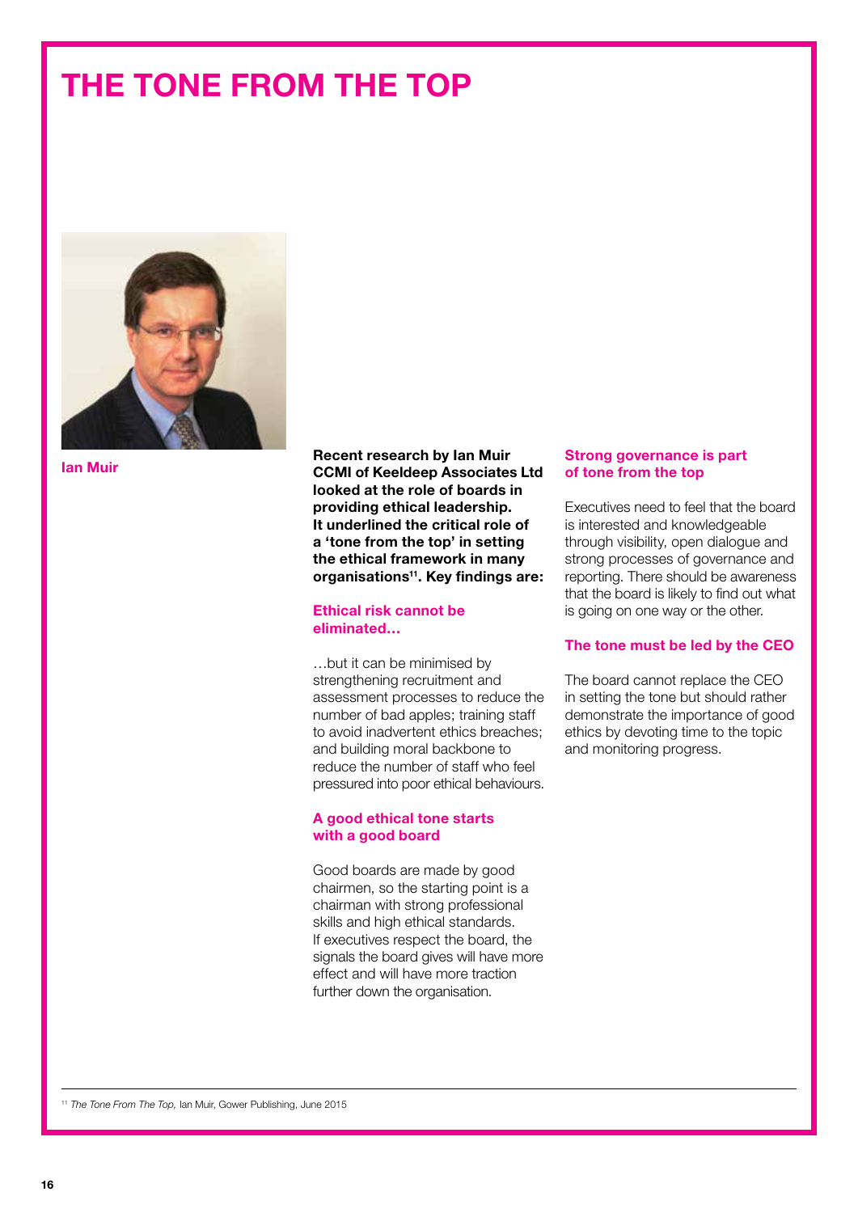# THE TONE FROM THE TOP

Ian Muir

**Recent research by Ian Muir CCMI of Keeldeep Associates Ltd looked at the role of boards in providing ethical leadership. It underlined the critical role of a 'tone from the top' in setting the ethical framework in many organisations[11]. Key findings are:**

### Ethical risk cannot be eliminated…

…but it can be minimised by strengthening recruitment and assessment processes to reduce the number of bad apples; training staff to avoid inadvertent ethics breaches; and building moral backbone to reduce the number of staff who feel pressured into poor ethical behaviours.

### A good ethical tone starts with a good board

Good boards are made by good chairmen, so the starting point is a chairman with strong professional skills and high ethical standards. If executives respect the board, the signals the board gives will have more effect and will have more traction further down the organisation.

### Strong governance is part of tone from the top

Executives need to feel that the board is interested and knowledgeable through visibility, open dialogue and strong processes of governance and reporting. There should be awareness that the board is likely to find out what is going on one way or the other.

### The tone must be led by the CEO

The board cannot replace the CEO in setting the tone but should rather demonstrate the importance of good ethics by devoting time to the topic and monitoring progress.

---

[11] *The Tone From The Top,* Ian Muir, Gower Publishing, June 2015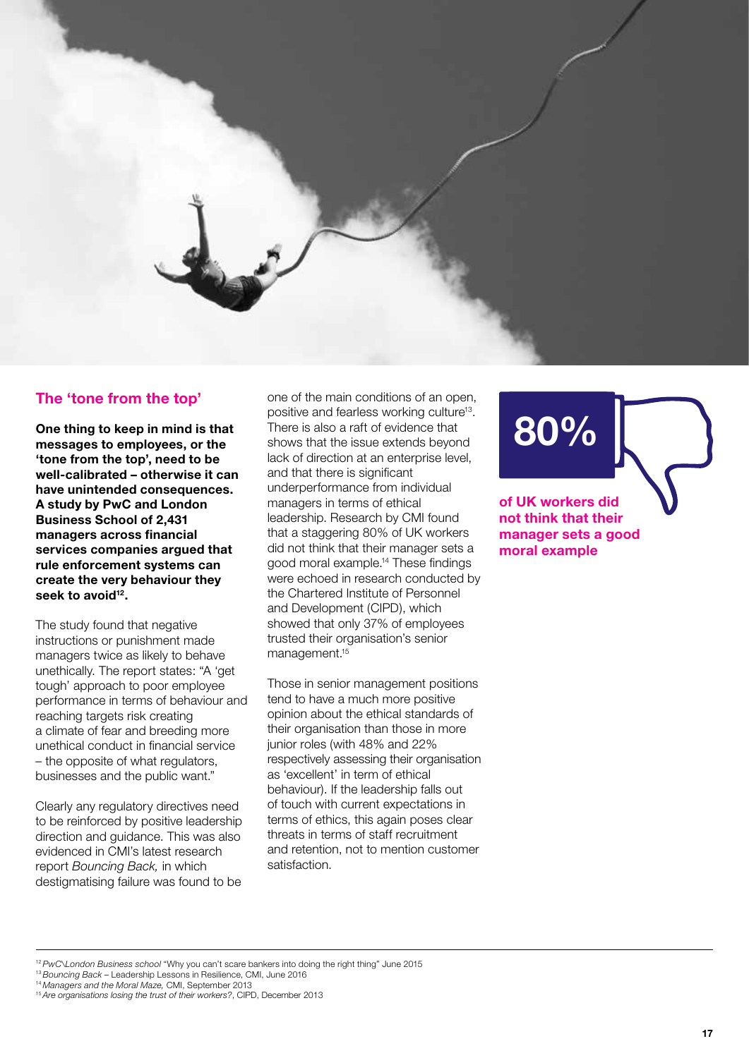## The 'tone from the top'

**One thing to keep in mind is that messages to employees, or the 'tone from the top', need to be well-calibrated – otherwise it can have unintended consequences. A study by PwC and London Business School of 2,431 managers across financial services companies argued that rule enforcement systems can create the very behaviour they seek to avoid[12].**

The study found that negative instructions or punishment made managers twice as likely to behave unethically. The report states: "A 'get tough' approach to poor employee performance in terms of behaviour and reaching targets risk creating a climate of fear and breeding more unethical conduct in financial service – the opposite of what regulators, businesses and the public want."

Clearly any regulatory directives need to be reinforced by positive leadership direction and guidance. This was also evidenced in CMI's latest research report *Bouncing Back,* in which destigmatising failure was found to be one of the main conditions of an open, positive and fearless working culture[13]. There is also a raft of evidence that shows that the issue extends beyond lack of direction at an enterprise level, and that there is significant underperformance from individual managers in terms of ethical leadership. Research by CMI found that a staggering 80% of UK workers did not think that their manager sets a good moral example.[14] These findings were echoed in research conducted by the Chartered Institute of Personnel and Development (CIPD), which showed that only 37% of employees trusted their organisation's senior management.[15]

Those in senior management positions tend to have a much more positive opinion about the ethical standards of their organisation than those in more junior roles (with 48% and 22% respectively assessing their organisation as 'excellent' in term of ethical behaviour). If the leadership falls out of touch with current expectations in terms of ethics, this again poses clear threats in terms of staff recruitment and retention, not to mention customer satisfaction.

**80%**

**of UK workers did not think that their manager sets a good moral example**

---

[12] *PwC\London Business school* "Why you can't scare bankers into doing the right thing" June 2015

[13] *Bouncing Back* – Leadership Lessons in Resilience, CMI, June 2016

[14] *Managers and the Moral Maze,* CMI, September 2013

[15] *Are organisations losing the trust of their workers?*, CIPD, December 2013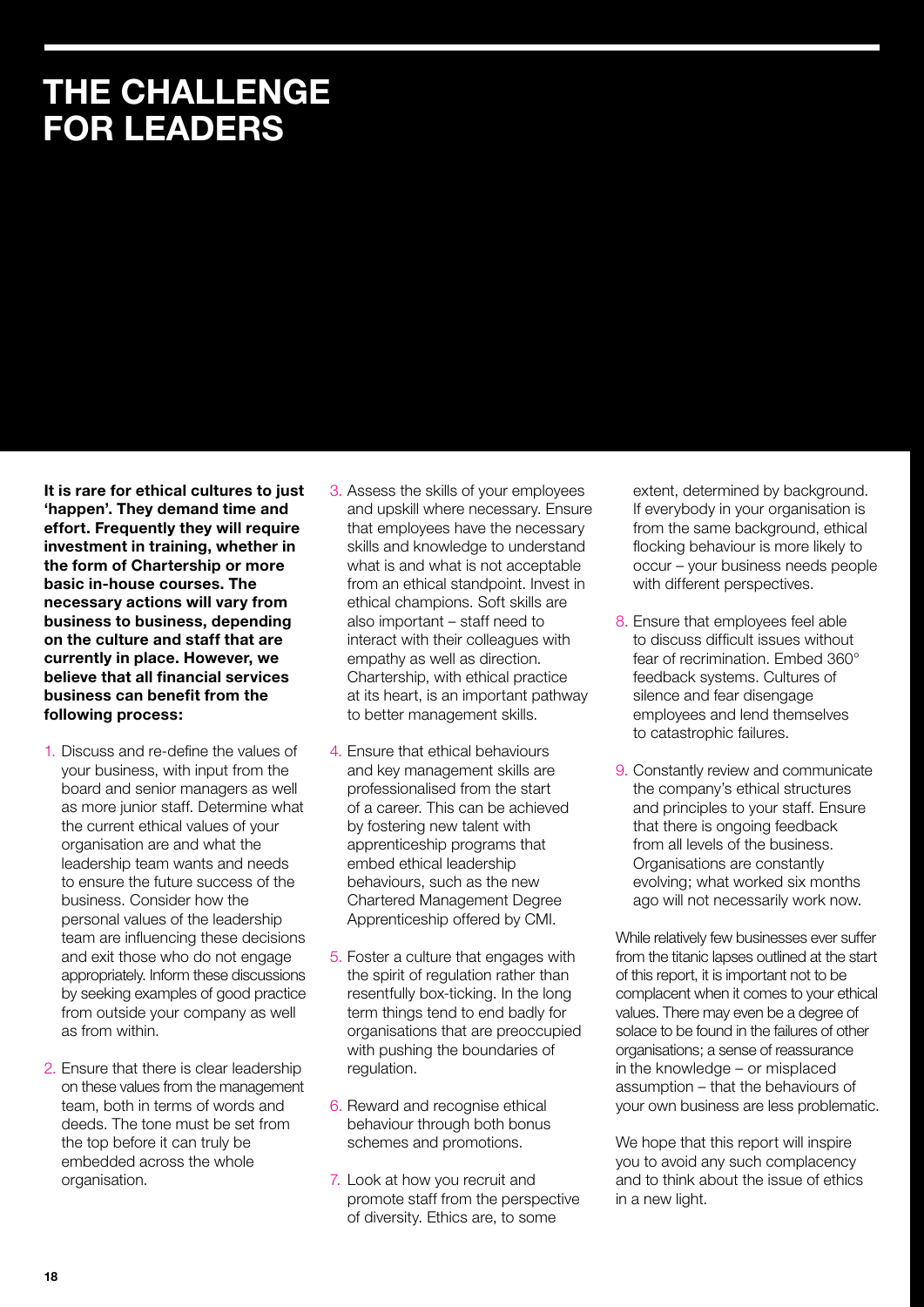# THE CHALLENGE FOR LEADERS

**It is rare for ethical cultures to just 'happen'. They demand time and effort. Frequently they will require investment in training, whether in the form of Chartership or more basic in-house courses. The necessary actions will vary from business to business, depending on the culture and staff that are currently in place. However, we believe that all financial services business can benefit from the following process:**

1. Discuss and re-define the values of your business, with input from the board and senior managers as well as more junior staff. Determine what the current ethical values of your organisation are and what the leadership team wants and needs to ensure the future success of the business. Consider how the personal values of the leadership team are influencing these decisions and exit those who do not engage appropriately. Inform these discussions by seeking examples of good practice from outside your company as well as from within.

2. Ensure that there is clear leadership on these values from the management team, both in terms of words and deeds. The tone must be set from the top before it can truly be embedded across the whole organisation.

3. Assess the skills of your employees and upskill where necessary. Ensure that employees have the necessary skills and knowledge to understand what is and what is not acceptable from an ethical standpoint. Invest in ethical champions. Soft skills are also important – staff need to interact with their colleagues with empathy as well as direction. Chartership, with ethical practice at its heart, is an important pathway to better management skills.

4. Ensure that ethical behaviours and key management skills are professionalised from the start of a career. This can be achieved by fostering new talent with apprenticeship programs that embed ethical leadership behaviours, such as the new Chartered Management Degree Apprenticeship offered by CMI.

5. Foster a culture that engages with the spirit of regulation rather than resentfully box-ticking. In the long term things tend to end badly for organisations that are preoccupied with pushing the boundaries of regulation.

6. Reward and recognise ethical behaviour through both bonus schemes and promotions.

7. Look at how you recruit and promote staff from the perspective of diversity. Ethics are, to some extent, determined by background. If everybody in your organisation is from the same background, ethical flocking behaviour is more likely to occur – your business needs people with different perspectives.

8. Ensure that employees feel able to discuss difficult issues without fear of recrimination. Embed 360° feedback systems. Cultures of silence and fear disengage employees and lend themselves to catastrophic failures.

9. Constantly review and communicate the company's ethical structures and principles to your staff. Ensure that there is ongoing feedback from all levels of the business. Organisations are constantly evolving; what worked six months ago will not necessarily work now.

While relatively few businesses ever suffer from the titanic lapses outlined at the start of this report, it is important not to be complacent when it comes to your ethical values. There may even be a degree of solace to be found in the failures of other organisations; a sense of reassurance in the knowledge – or misplaced assumption – that the behaviours of your own business are less problematic.

We hope that this report will inspire you to avoid any such complacency and to think about the issue of ethics in a new light.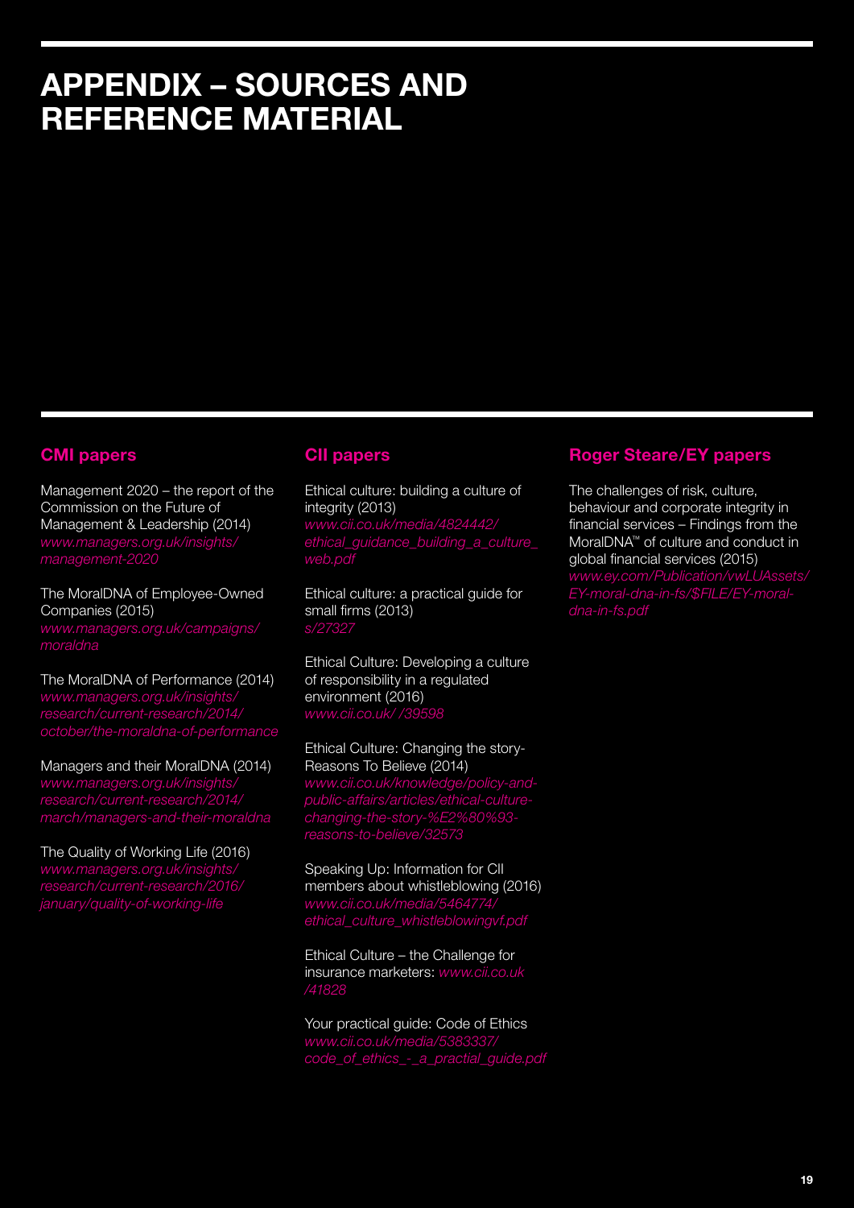# APPENDIX – SOURCES AND REFERENCE MATERIAL

## CMI papers

Management 2020 – the report of the Commission on the Future of Management & Leadership (2014)
*www.managers.org.uk/insights/management-2020*

The MoralDNA of Employee-Owned Companies (2015)
*www.managers.org.uk/campaigns/moraldna*

The MoralDNA of Performance (2014)
*www.managers.org.uk/insights/research/current-research/2014/october/the-moraldna-of-performance*

Managers and their MoralDNA (2014)
*www.managers.org.uk/insights/research/current-research/2014/march/managers-and-their-moraldna*

The Quality of Working Life (2016)
*www.managers.org.uk/insights/research/current-research/2016/january/quality-of-working-life*

## CII papers

Ethical culture: building a culture of integrity (2013)
*www.cii.co.uk/media/4824442/ethical_guidance_building_a_culture_web.pdf*

Ethical culture: a practical guide for small firms (2013)
*s/27327*

Ethical Culture: Developing a culture of responsibility in a regulated environment (2016)
*www.cii.co.uk/ /39598*

Ethical Culture: Changing the story- Reasons To Believe (2014)
*www.cii.co.uk/knowledge/policy-and-public-affairs/articles/ethical-culture-changing-the-story-%E2%80%93-reasons-to-believe/32573*

Speaking Up: Information for CII members about whistleblowing (2016)
*www.cii.co.uk/media/5464774/ethical_culture_whistleblowingvf.pdf*

Ethical Culture – the Challenge for insurance marketers: *www.cii.co.uk/41828*

Your practical guide: Code of Ethics
*www.cii.co.uk/media/5383337/code_of_ethics_-_a_practial_guide.pdf*

## Roger Steare/EY papers

The challenges of risk, culture, behaviour and corporate integrity in financial services – Findings from the MoralDNA™ of culture and conduct in global financial services (2015)
*www.ey.com/Publication/vwLUAssets/EY-moral-dna-in-fs/$FILE/EY-moral-dna-in-fs.pdf*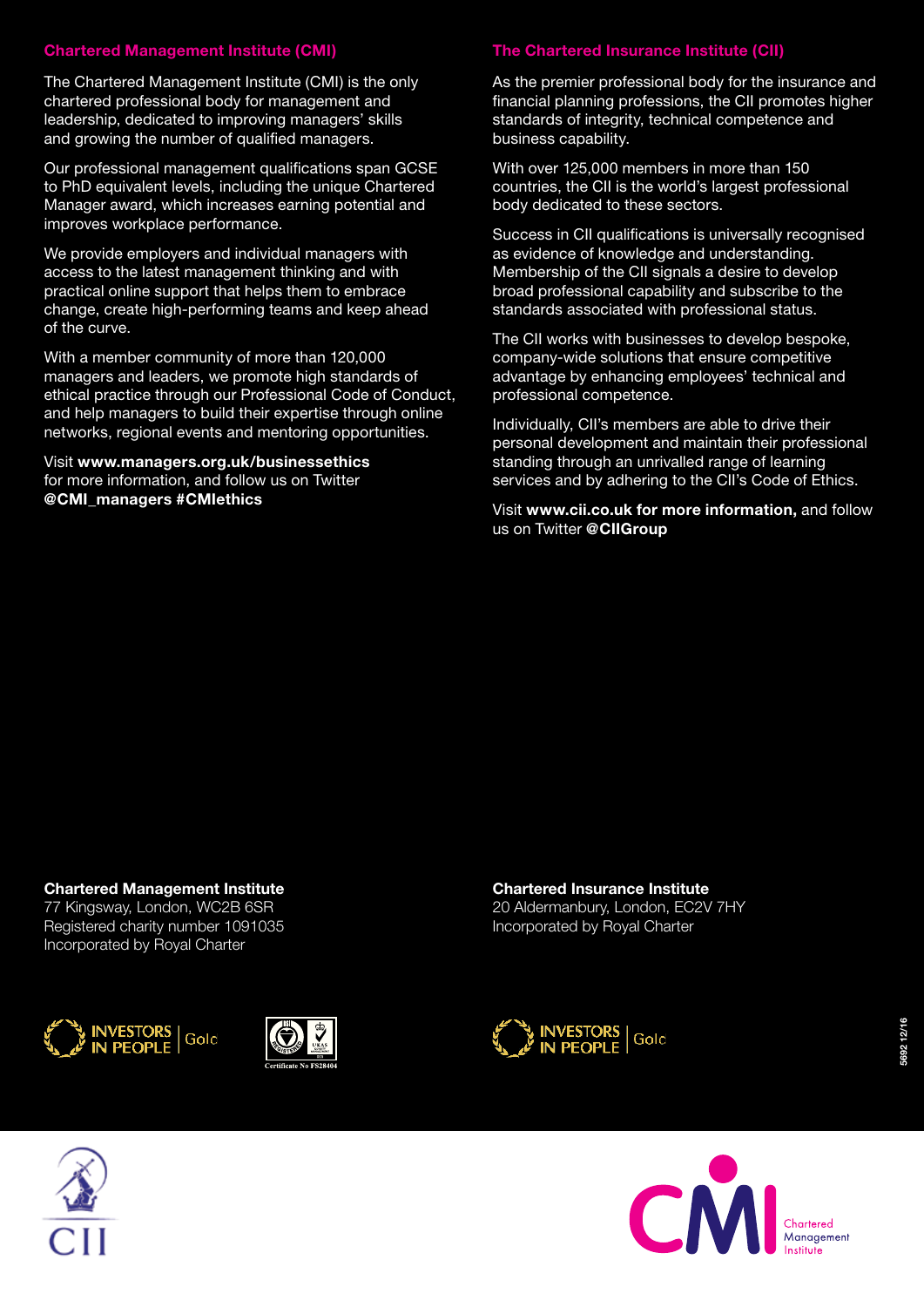## Chartered Management Institute (CMI)

The Chartered Management Institute (CMI) is the only chartered professional body for management and leadership, dedicated to improving managers' skills and growing the number of qualified managers.

Our professional management qualifications span GCSE to PhD equivalent levels, including the unique Chartered Manager award, which increases earning potential and improves workplace performance.

We provide employers and individual managers with access to the latest management thinking and with practical online support that helps them to embrace change, create high-performing teams and keep ahead of the curve.

With a member community of more than 120,000 managers and leaders, we promote high standards of ethical practice through our Professional Code of Conduct, and help managers to build their expertise through online networks, regional events and mentoring opportunities.

Visit **www.managers.org.uk/businessethics** for more information, and follow us on Twitter **@CMI_managers #CMIethics**

## The Chartered Insurance Institute (CII)

As the premier professional body for the insurance and financial planning professions, the CII promotes higher standards of integrity, technical competence and business capability.

With over 125,000 members in more than 150 countries, the CII is the world's largest professional body dedicated to these sectors.

Success in CII qualifications is universally recognised as evidence of knowledge and understanding. Membership of the CII signals a desire to develop broad professional capability and subscribe to the standards associated with professional status.

The CII works with businesses to develop bespoke, company-wide solutions that ensure competitive advantage by enhancing employees' technical and professional competence.

Individually, CII's members are able to drive their personal development and maintain their professional standing through an unrivalled range of learning services and by adhering to the CII's Code of Ethics.

Visit **www.cii.co.uk for more information,** and follow us on Twitter **@CIIGroup**

**Chartered Management Institute**
77 Kingsway, London, WC2B 6SR
Registered charity number 1091035
Incorporated by Royal Charter

**Chartered Insurance Institute**
20 Aldermanbury, London, EC2V 7HY
Incorporated by Royal Charter

INVESTORS IN PEOPLE | Gold

Certificate No FS28404

INVESTORS IN PEOPLE | Gold

5692 12/16

CII

CMI Chartered Management Institute